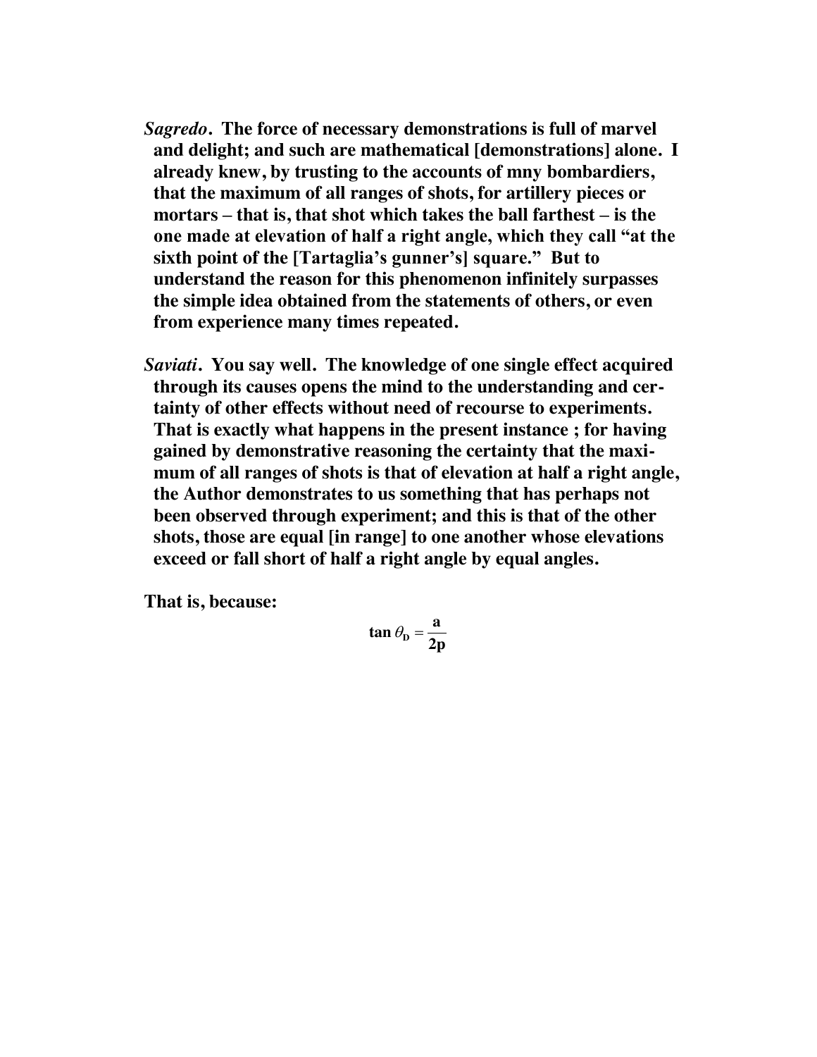***Sagredo*. The force of necessary demonstrations is full of marvel and delight; and such are mathematical [demonstrations] alone. I already knew, by trusting to the accounts of mny bombardiers, that the maximum of all ranges of shots, for artillery pieces or mortars – that is, that shot which takes the ball farthest – is the one made at elevation of half a right angle, which they call "at the sixth point of the [Tartaglia's gunner's] square." But to understand the reason for this phenomenon infinitely surpasses the simple idea obtained from the statements of others, or even from experience many times repeated.**

***Saviati*. You say well. The knowledge of one single effect acquired through its causes opens the mind to the understanding and certainty of other effects without need of recourse to experiments. That is exactly what happens in the present instance ; for having gained by demonstrative reasoning the certainty that the maximum of all ranges of shots is that of elevation at half a right angle, the Author demonstrates to us something that has perhaps not been observed through experiment; and this is that of the other shots, those are equal [in range] to one another whose elevations exceed or fall short of half a right angle by equal angles.**

**That is, because:**

$$\tan \theta_D = \frac{a}{2p}$$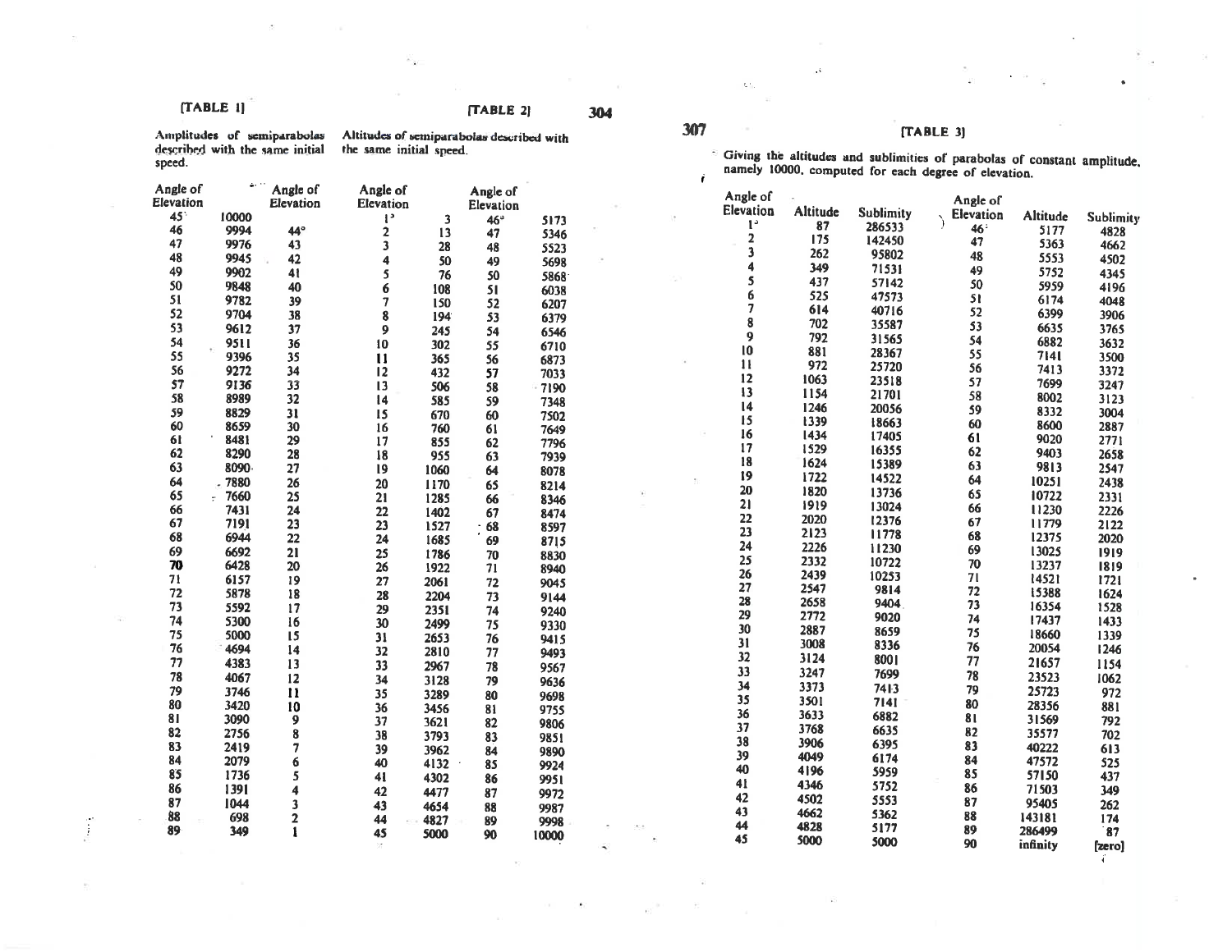[TABLE 1]

Amplitudes of semiparabolas described with the same initial speed.

| Angle of Elevation | | Angle of Elevation |
|---|---|---|
| 45° | 10000 | |
| 46 | 9994 | 44° |
| 47 | 9976 | 43 |
| 48 | 9945 | 42 |
| 49 | 9902 | 41 |
| 50 | 9848 | 40 |
| 51 | 9782 | 39 |
| 52 | 9704 | 38 |
| 53 | 9612 | 37 |
| 54 | 9511 | 36 |
| 55 | 9396 | 35 |
| 56 | 9272 | 34 |
| 57 | 9136 | 33 |
| 58 | 8989 | 32 |
| 59 | 8829 | 31 |
| 60 | 8659 | 30 |
| 61 | 8481 | 29 |
| 62 | 8290 | 28 |
| 63 | 8090 | 27 |
| 64 | 7880 | 26 |
| 65 | 7660 | 25 |
| 66 | 7431 | 24 |
| 67 | 7191 | 23 |
| 68 | 6944 | 22 |
| 69 | 6692 | 21 |
| 70 | 6428 | 20 |
| 71 | 6157 | 19 |
| 72 | 5878 | 18 |
| 73 | 5592 | 17 |
| 74 | 5300 | 16 |
| 75 | 5000 | 15 |
| 76 | 4694 | 14 |
| 77 | 4383 | 13 |
| 78 | 4067 | 12 |
| 79 | 3746 | 11 |
| 80 | 3420 | 10 |
| 81 | 3090 | 9 |
| 82 | 2756 | 8 |
| 83 | 2419 | 7 |
| 84 | 2079 | 6 |
| 85 | 1736 | 5 |
| 86 | 1391 | 4 |
| 87 | 1044 | 3 |
| 88 | 698 | 2 |
| 89 | 349 | 1 |

[TABLE 2]

Altitudes of semiparabolas described with the same initial speed.

| Angle of Elevation | | Angle of Elevation | |
|---|---|---|---|
| 1° | 3 | 46° | 5173 |
| 2 | 13 | 47 | 5346 |
| 3 | 28 | 48 | 5523 |
| 4 | 50 | 49 | 5698 |
| 5 | 76 | 50 | 5868 |
| 6 | 108 | 51 | 6038 |
| 7 | 150 | 52 | 6207 |
| 8 | 194 | 53 | 6379 |
| 9 | 245 | 54 | 6546 |
| 10 | 302 | 55 | 6710 |
| 11 | 365 | 56 | 6873 |
| 12 | 432 | 57 | 7033 |
| 13 | 506 | 58 | 7190 |
| 14 | 585 | 59 | 7348 |
| 15 | 670 | 60 | 7502 |
| 16 | 760 | 61 | 7649 |
| 17 | 855 | 62 | 7796 |
| 18 | 955 | 63 | 7939 |
| 19 | 1060 | 64 | 8078 |
| 20 | 1170 | 65 | 8214 |
| 21 | 1285 | 66 | 8346 |
| 22 | 1402 | 67 | 8474 |
| 23 | 1527 | 68 | 8597 |
| 24 | 1685 | 69 | 8715 |
| 25 | 1786 | 70 | 8830 |
| 26 | 1922 | 71 | 8940 |
| 27 | 2061 | 72 | 9045 |
| 28 | 2204 | 73 | 9144 |
| 29 | 2351 | 74 | 9240 |
| 30 | 2499 | 75 | 9330 |
| 31 | 2653 | 76 | 9415 |
| 32 | 2810 | 77 | 9493 |
| 33 | 2967 | 78 | 9567 |
| 34 | 3128 | 79 | 9636 |
| 35 | 3289 | 80 | 9698 |
| 36 | 3456 | 81 | 9755 |
| 37 | 3621 | 82 | 9806 |
| 38 | 3793 | 83 | 9851 |
| 39 | 3962 | 84 | 9890 |
| 40 | 4132 | 85 | 9924 |
| 41 | 4302 | 86 | 9951 |
| 42 | 4477 | 87 | 9972 |
| 43 | 4654 | 88 | 9987 |
| 44 | 4827 | 89 | 9998 |
| 45 | 5000 | 90 | 10000 |

[TABLE 3]

Giving the altitudes and sublimities of parabolas of constant amplitude, namely 10000, computed for each degree of elevation.

| Angle of Elevation | Altitude | Sublimity | Angle of Elevation | Altitude | Sublimity |
|---|---|---|---|---|---|
| 1° | 87 | 286533 | 46° | 5177 | 4828 |
| 2 | 175 | 142450 | 47 | 5363 | 4662 |
| 3 | 262 | 95802 | 48 | 5553 | 4502 |
| 4 | 349 | 71531 | 49 | 5752 | 4345 |
| 5 | 437 | 57142 | 50 | 5959 | 4196 |
| 6 | 525 | 47573 | 51 | 6174 | 4048 |
| 7 | 614 | 40716 | 52 | 6399 | 3906 |
| 8 | 702 | 35587 | 53 | 6635 | 3765 |
| 9 | 792 | 31565 | 54 | 6882 | 3632 |
| 10 | 881 | 28367 | 55 | 7141 | 3500 |
| 11 | 972 | 25720 | 56 | 7413 | 3372 |
| 12 | 1063 | 23518 | 57 | 7699 | 3247 |
| 13 | 1154 | 21701 | 58 | 8002 | 3123 |
| 14 | 1246 | 20056 | 59 | 8332 | 3004 |
| 15 | 1339 | 18663 | 60 | 8600 | 2887 |
| 16 | 1434 | 17405 | 61 | 9020 | 2771 |
| 17 | 1529 | 16355 | 62 | 9403 | 2658 |
| 18 | 1624 | 15389 | 63 | 9813 | 2547 |
| 19 | 1722 | 14522 | 64 | 10251 | 2438 |
| 20 | 1820 | 13736 | 65 | 10722 | 2331 |
| 21 | 1919 | 13024 | 66 | 11230 | 2226 |
| 22 | 2020 | 12376 | 67 | 11779 | 2122 |
| 23 | 2123 | 11778 | 68 | 12375 | 2020 |
| 24 | 2226 | 11230 | 69 | 13025 | 1919 |
| 25 | 2332 | 10722 | 70 | 13237 | 1819 |
| 26 | 2439 | 10253 | 71 | 14521 | 1721 |
| 27 | 2547 | 9814 | 72 | 15388 | 1624 |
| 28 | 2658 | 9404 | 73 | 16354 | 1528 |
| 29 | 2772 | 9020 | 74 | 17437 | 1433 |
| 30 | 2887 | 8659 | 75 | 18660 | 1339 |
| 31 | 3008 | 8336 | 76 | 20054 | 1246 |
| 32 | 3124 | 8001 | 77 | 21657 | 1154 |
| 33 | 3247 | 7699 | 78 | 23523 | 1062 |
| 34 | 3373 | 7413 | 79 | 25723 | 972 |
| 35 | 3501 | 7141 | 80 | 28356 | 881 |
| 36 | 3633 | 6882 | 81 | 31569 | 792 |
| 37 | 3768 | 6635 | 82 | 35577 | 702 |
| 38 | 3906 | 6395 | 83 | 40222 | 613 |
| 39 | 4049 | 6174 | 84 | 47572 | 525 |
| 40 | 4196 | 5959 | 85 | 57150 | 437 |
| 41 | 4346 | 5752 | 86 | 71503 | 349 |
| 42 | 4502 | 5553 | 87 | 95405 | 262 |
| 43 | 4662 | 5362 | 88 | 143181 | 174 |
| 44 | 4828 | 5177 | 89 | 286499 | 87 |
| 45 | 5000 | 5000 | 90 | infinity | [zero] |